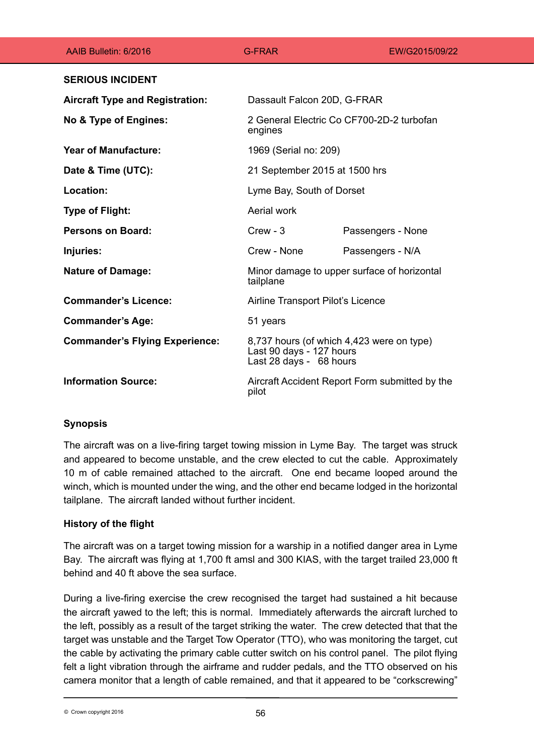**SERIOUS INCIDENT**

| | | |
|---|---|---|
| **Aircraft Type and Registration:** | Dassault Falcon 20D, G-FRAR | |
| **No & Type of Engines:** | 2 General Electric Co CF700-2D-2 turbofan engines | |
| **Year of Manufacture:** | 1969 (Serial no: 209) | |
| **Date & Time (UTC):** | 21 September 2015 at 1500 hrs | |
| **Location:** | Lyme Bay, South of Dorset | |
| **Type of Flight:** | Aerial work | |
| **Persons on Board:** | Crew - 3 | Passengers - None |
| **Injuries:** | Crew - None | Passengers - N/A |
| **Nature of Damage:** | Minor damage to upper surface of horizontal tailplane | |
| **Commander's Licence:** | Airline Transport Pilot's Licence | |
| **Commander's Age:** | 51 years | |
| **Commander's Flying Experience:** | 8,737 hours (of which 4,423 were on type)<br>Last 90 days - 127 hours<br>Last 28 days - 68 hours | |
| **Information Source:** | Aircraft Accident Report Form submitted by the pilot | |

## Synopsis

The aircraft was on a live-firing target towing mission in Lyme Bay. The target was struck and appeared to become unstable, and the crew elected to cut the cable. Approximately 10 m of cable remained attached to the aircraft. One end became looped around the winch, which is mounted under the wing, and the other end became lodged in the horizontal tailplane. The aircraft landed without further incident.

## History of the flight

The aircraft was on a target towing mission for a warship in a notified danger area in Lyme Bay. The aircraft was flying at 1,700 ft amsl and 300 KIAS, with the target trailed 23,000 ft behind and 40 ft above the sea surface.

During a live-firing exercise the crew recognised the target had sustained a hit because the aircraft yawed to the left; this is normal. Immediately afterwards the aircraft lurched to the left, possibly as a result of the target striking the water. The crew detected that that the target was unstable and the Target Tow Operator (TTO), who was monitoring the target, cut the cable by activating the primary cable cutter switch on his control panel. The pilot flying felt a light vibration through the airframe and rudder pedals, and the TTO observed on his camera monitor that a length of cable remained, and that it appeared to be "corkscrewing"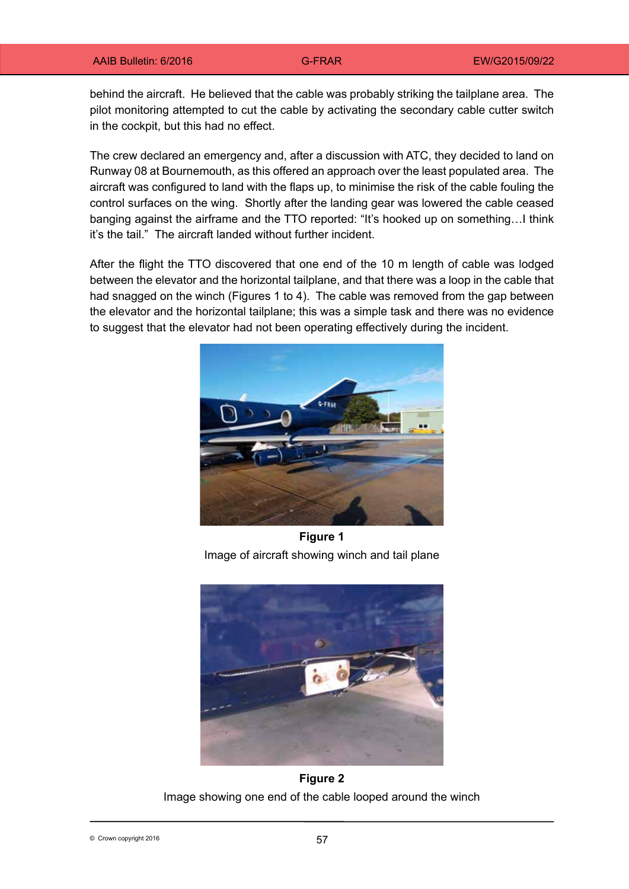behind the aircraft. He believed that the cable was probably striking the tailplane area. The pilot monitoring attempted to cut the cable by activating the secondary cable cutter switch in the cockpit, but this had no effect.

The crew declared an emergency and, after a discussion with ATC, they decided to land on Runway 08 at Bournemouth, as this offered an approach over the least populated area. The aircraft was configured to land with the flaps up, to minimise the risk of the cable fouling the control surfaces on the wing. Shortly after the landing gear was lowered the cable ceased banging against the airframe and the TTO reported: "It's hooked up on something…I think it's the tail." The aircraft landed without further incident.

After the flight the TTO discovered that one end of the 10 m length of cable was lodged between the elevator and the horizontal tailplane, and that there was a loop in the cable that had snagged on the winch (Figures 1 to 4). The cable was removed from the gap between the elevator and the horizontal tailplane; this was a simple task and there was no evidence to suggest that the elevator had not been operating effectively during the incident.

**Figure 1**

Image of aircraft showing winch and tail plane

**Figure 2**

Image showing one end of the cable looped around the winch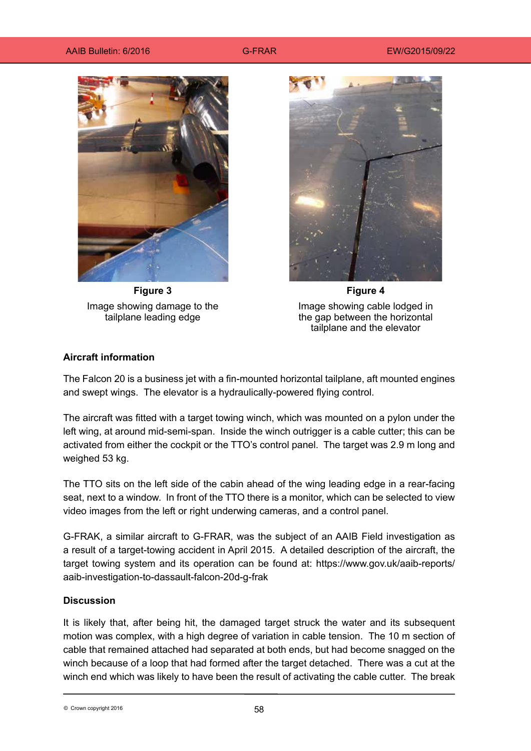**Figure 3**

Image showing damage to the tailplane leading edge

**Figure 4**

Image showing cable lodged in the gap between the horizontal tailplane and the elevator

## Aircraft information

The Falcon 20 is a business jet with a fin-mounted horizontal tailplane, aft mounted engines and swept wings. The elevator is a hydraulically-powered flying control.

The aircraft was fitted with a target towing winch, which was mounted on a pylon under the left wing, at around mid-semi-span. Inside the winch outrigger is a cable cutter; this can be activated from either the cockpit or the TTO's control panel. The target was 2.9 m long and weighed 53 kg.

The TTO sits on the left side of the cabin ahead of the wing leading edge in a rear-facing seat, next to a window. In front of the TTO there is a monitor, which can be selected to view video images from the left or right underwing cameras, and a control panel.

G-FRAK, a similar aircraft to G-FRAR, was the subject of an AAIB Field investigation as a result of a target-towing accident in April 2015. A detailed description of the aircraft, the target towing system and its operation can be found at: https://www.gov.uk/aaib-reports/aaib-investigation-to-dassault-falcon-20d-g-frak

## Discussion

It is likely that, after being hit, the damaged target struck the water and its subsequent motion was complex, with a high degree of variation in cable tension. The 10 m section of cable that remained attached had separated at both ends, but had become snagged on the winch because of a loop that had formed after the target detached. There was a cut at the winch end which was likely to have been the result of activating the cable cutter. The break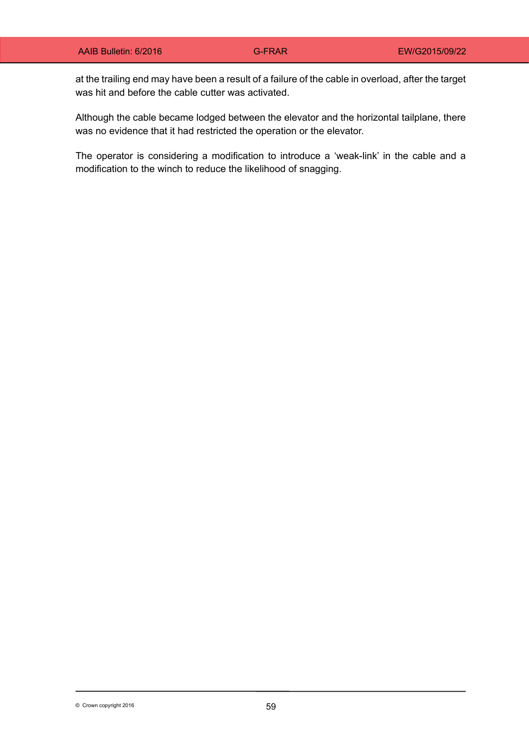at the trailing end may have been a result of a failure of the cable in overload, after the target was hit and before the cable cutter was activated.

Although the cable became lodged between the elevator and the horizontal tailplane, there was no evidence that it had restricted the operation or the elevator.

The operator is considering a modification to introduce a 'weak-link' in the cable and a modification to the winch to reduce the likelihood of snagging.